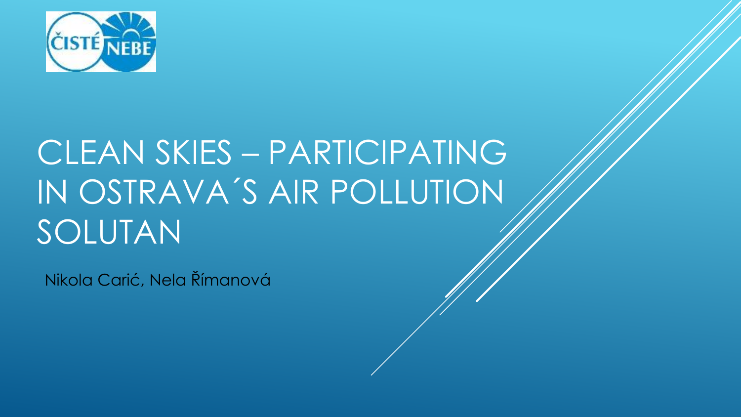ČISTÉ NEBE

# CLEAN SKIES – PARTICIPATING IN OSTRAVA´S AIR POLLUTION SOLUTAN

Nikola Carić, Nela Římanová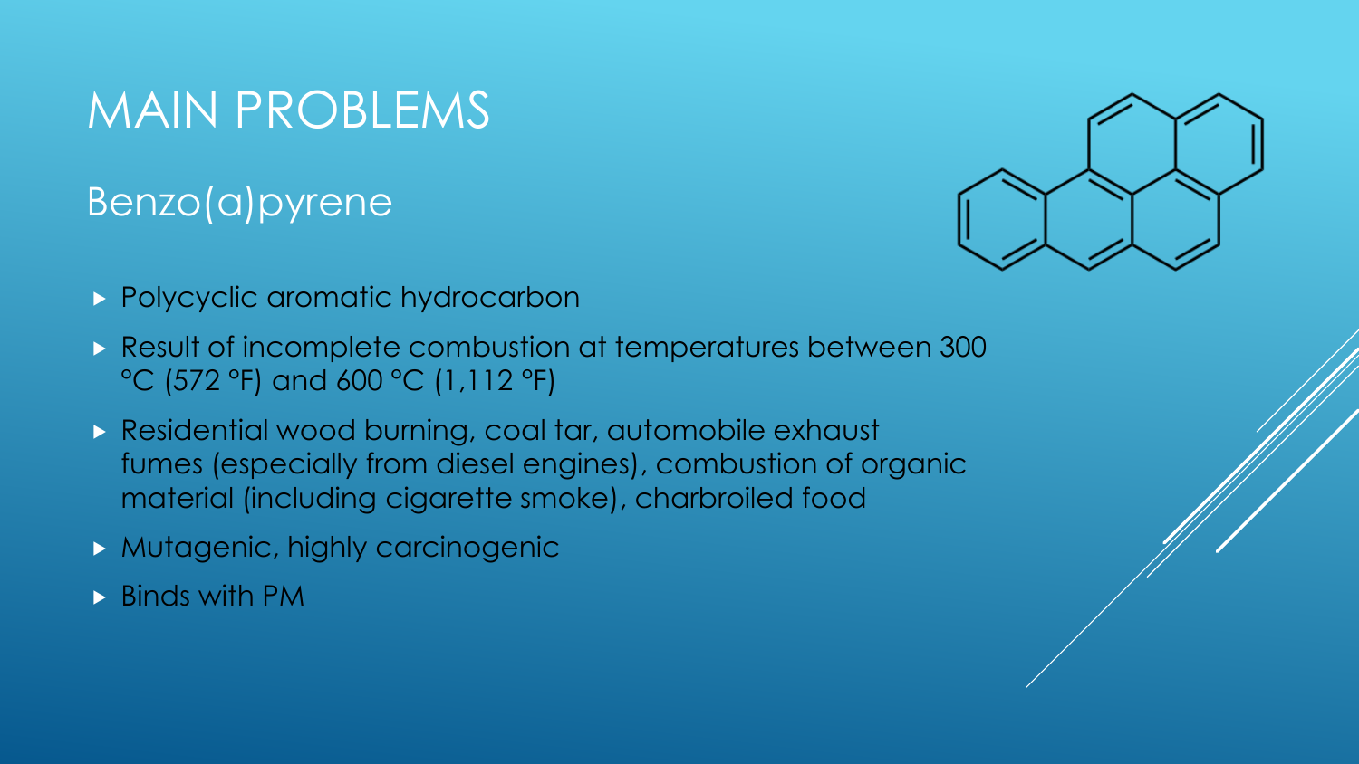# MAIN PROBLEMS

## Benzo(a)pyrene

- Polycyclic aromatic hydrocarbon
- Result of incomplete combustion at temperatures between 300 °C (572 °F) and 600 °C (1,112 °F)
- Residential wood burning, coal tar, automobile exhaust fumes (especially from diesel engines), combustion of organic material (including cigarette smoke), charbroiled food
- Mutagenic, highly carcinogenic
- Binds with PM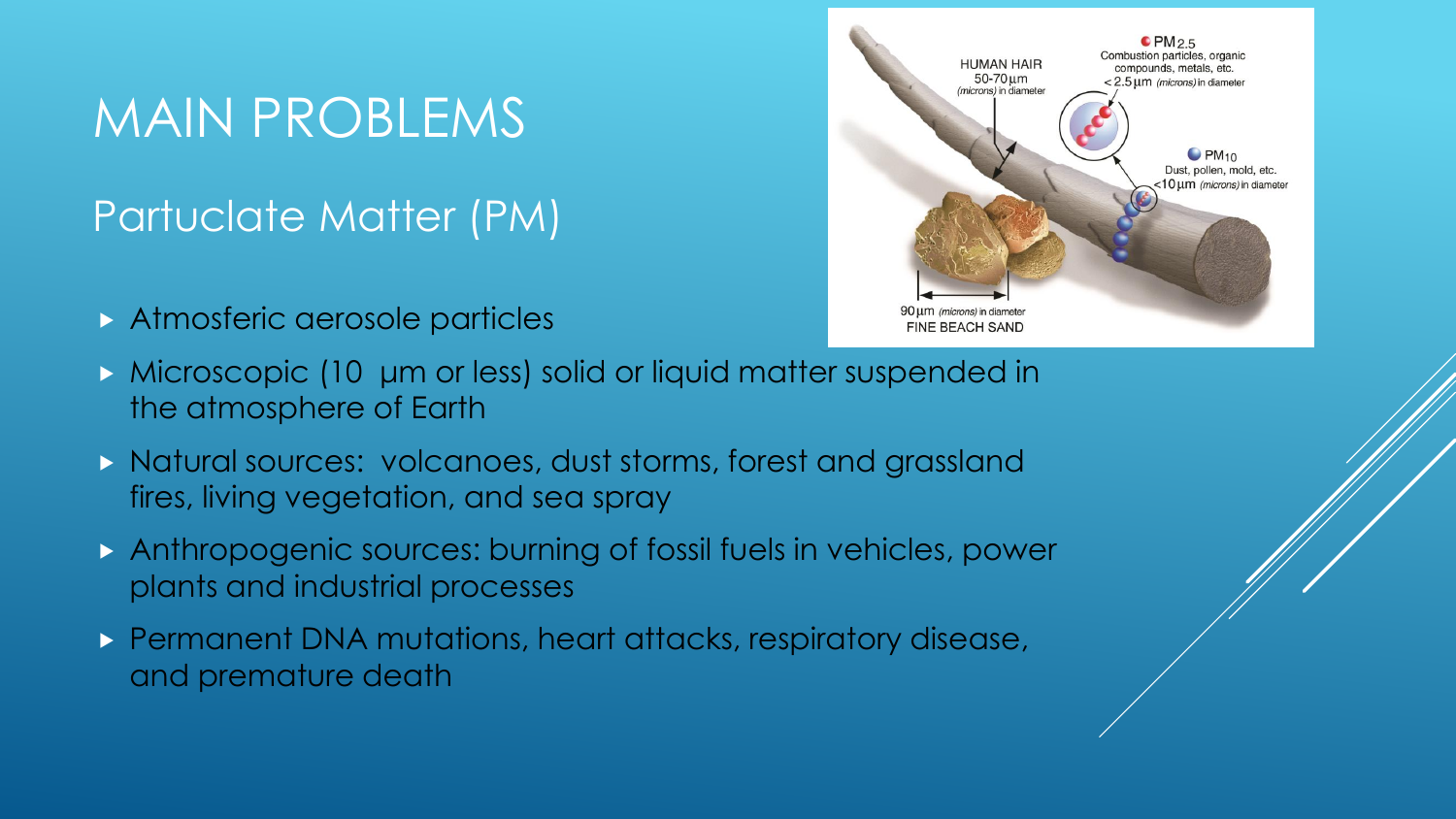# MAIN PROBLEMS

## Partuclate Matter (PM)

- Atmosferic aerosole particles
- Microscopic (10  μm or less) solid or liquid matter suspended in the atmosphere of Earth
- Natural sources:  volcanoes, dust storms, forest and grassland fires, living vegetation, and sea spray
- Anthropogenic sources: burning of fossil fuels in vehicles, power plants and industrial processes
- Permanent DNA mutations, heart attacks, respiratory disease, and premature death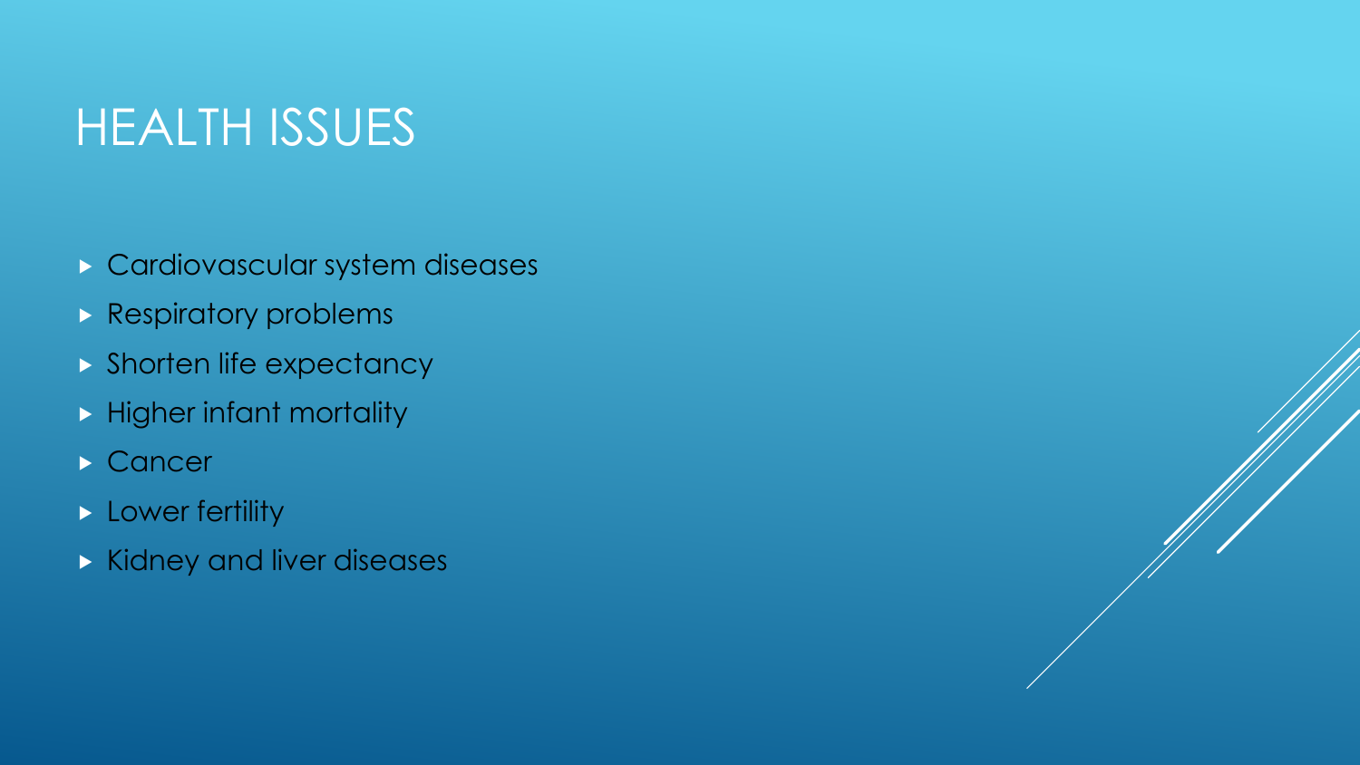# HEALTH ISSUES

- Cardiovascular system diseases
- Respiratory problems
- Shorten life expectancy
- Higher infant mortality
- Cancer
- Lower fertility
- Kidney and liver diseases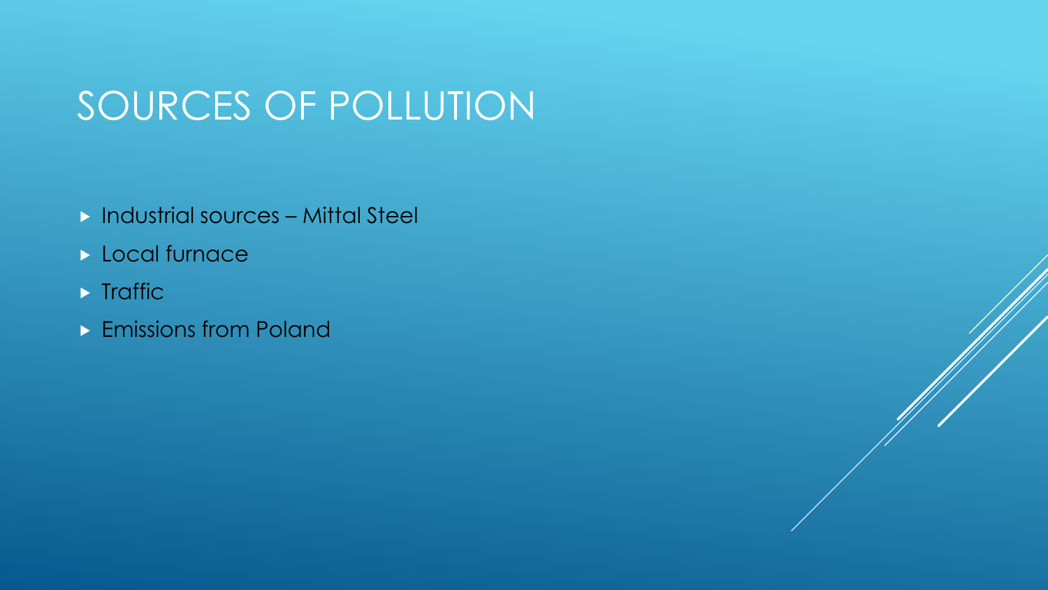# SOURCES OF POLLUTION

- Industrial sources – Mittal Steel
- Local furnace
- Traffic
- Emissions from Poland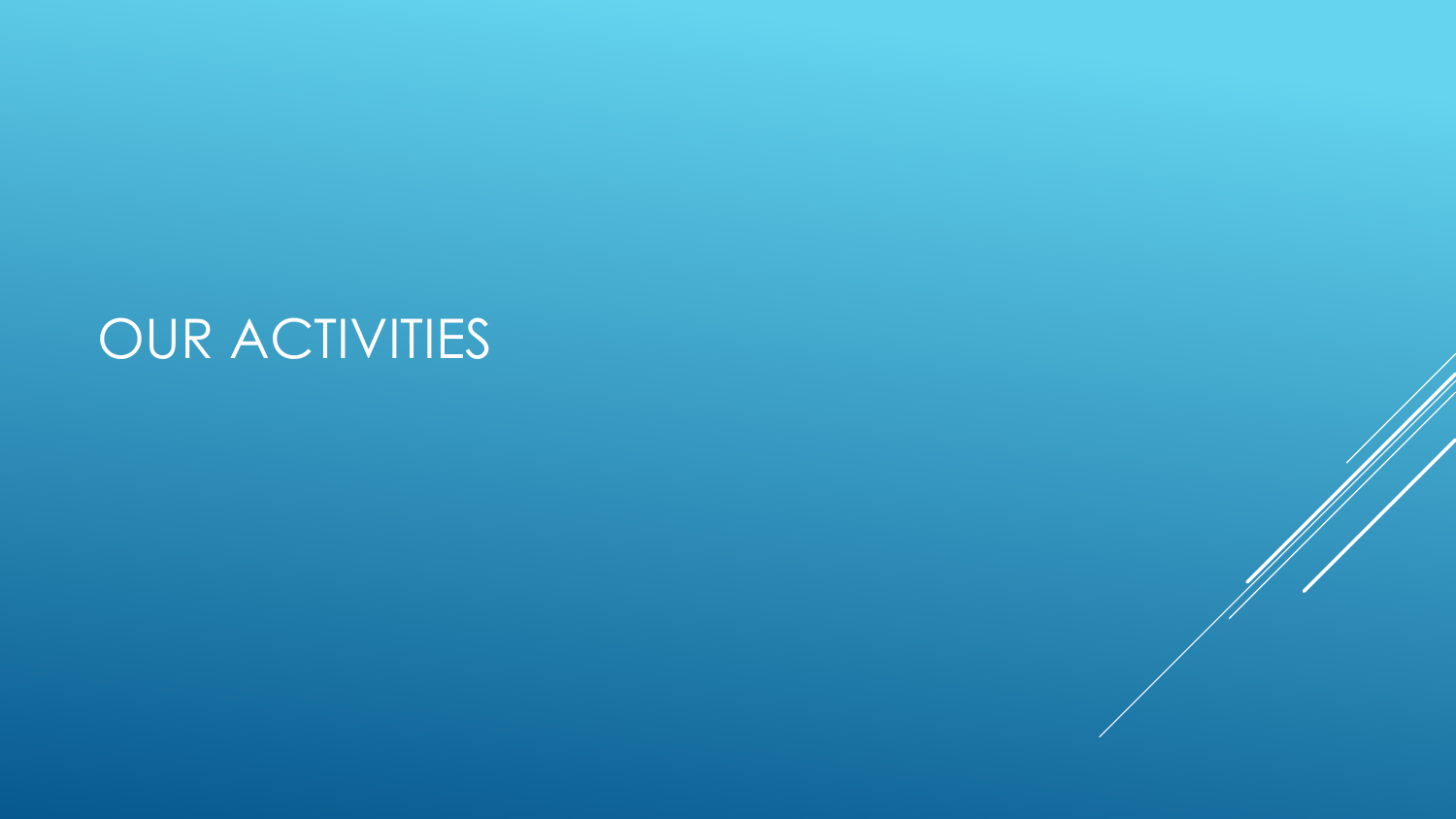# OUR ACTIVITIES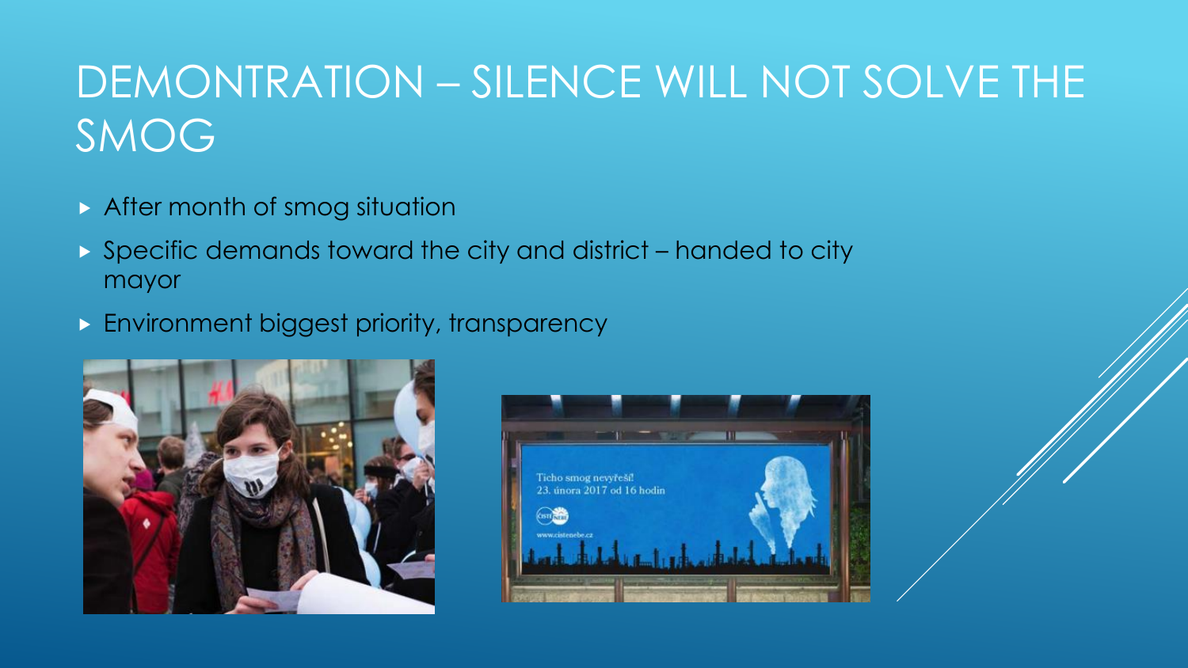# DEMONTRATION – SILENCE WILL NOT SOLVE THE SMOG

- After month of smog situation
- Specific demands toward the city and district – handed to city mayor
- Environment biggest priority, transparency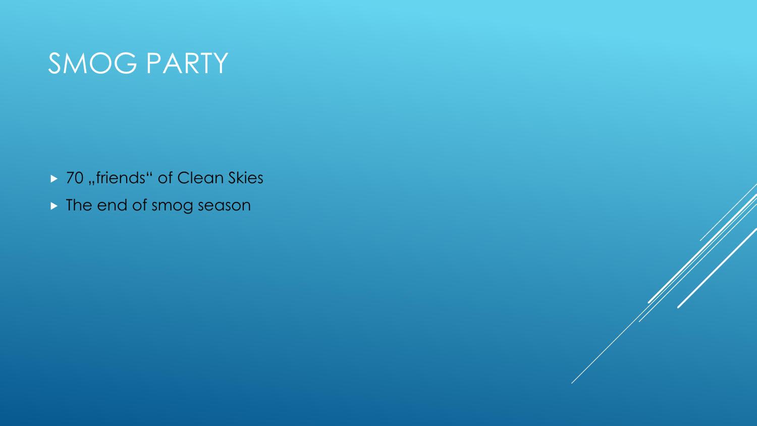# SMOG PARTY

- 70 „friends“ of Clean Skies
- The end of smog season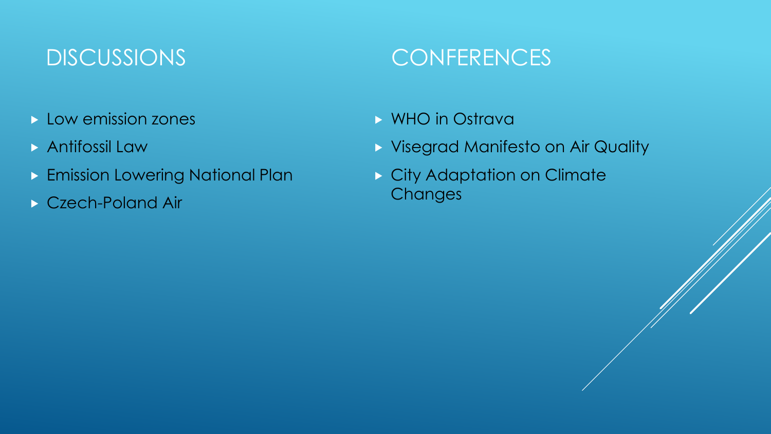## DISCUSSIONS

- Low emission zones
- Antifossil Law
- Emission Lowering National Plan
- Czech-Poland Air

## CONFERENCES

- WHO in Ostrava
- Visegrad Manifesto on Air Quality
- City Adaptation on Climate Changes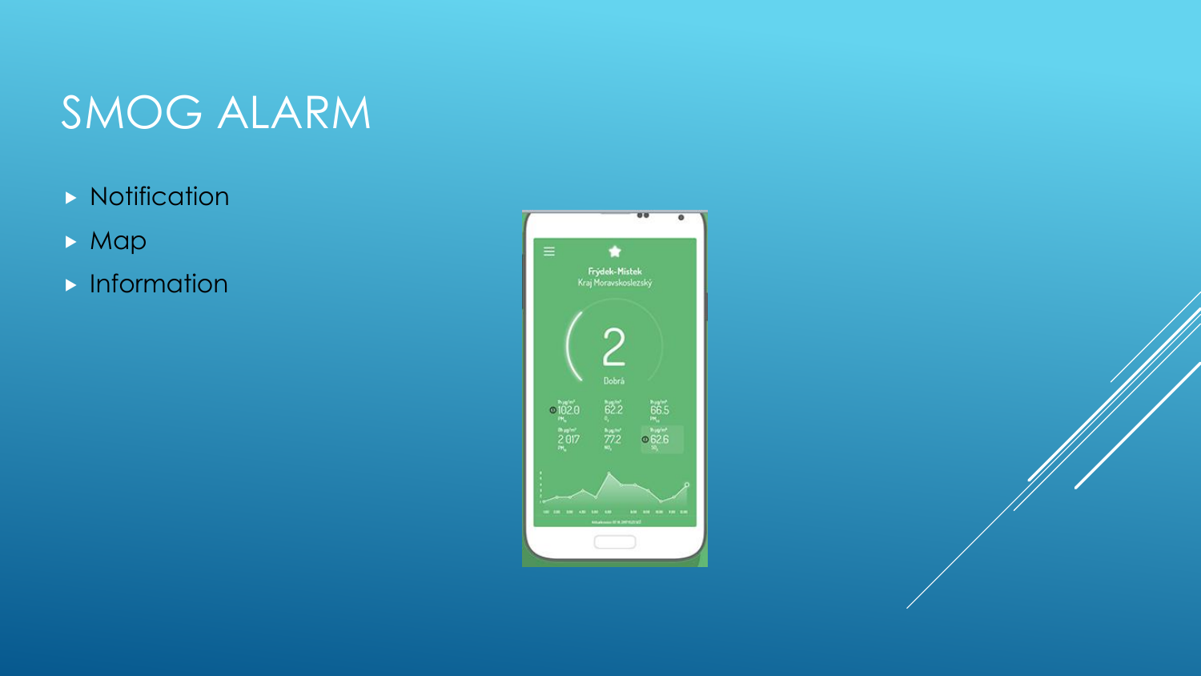# SMOG ALARM

- Notification
- Map
- Information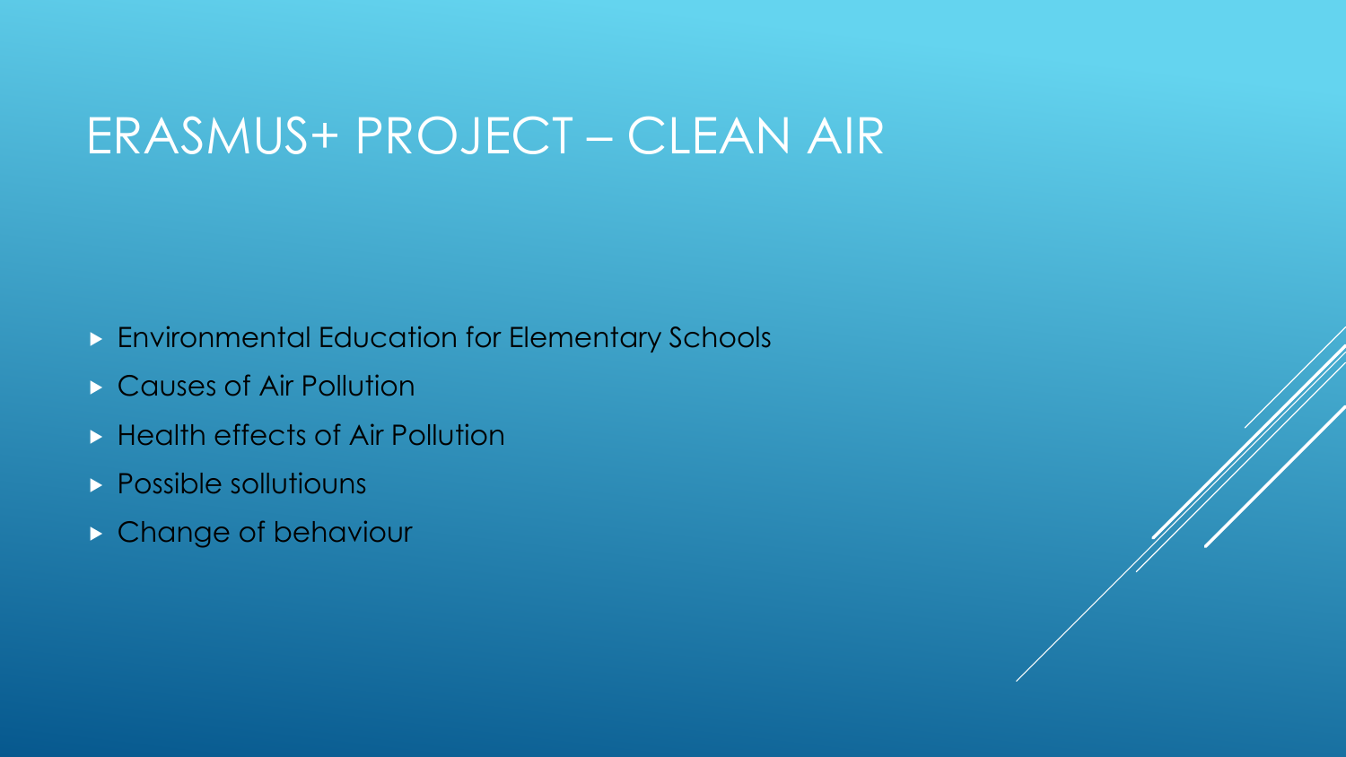# ERASMUS+ PROJECT – CLEAN AIR

- Environmental Education for Elementary Schools
- Causes of Air Pollution
- Health effects of Air Pollution
- Possible sollutiouns
- Change of behaviour